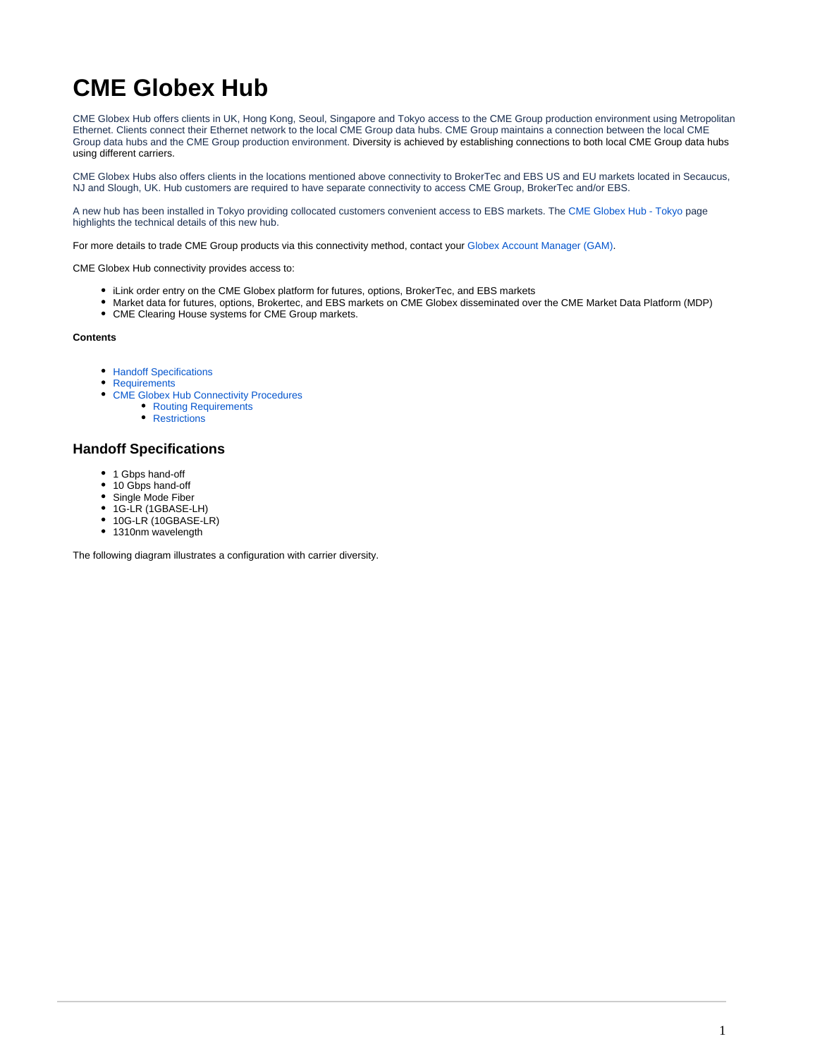# CME Globex Hub

CME Globex Hub offers clients in UK, Hong Kong, Seoul, Singapore and Tokyo access to the CME Group production environment using Metropolitan Ethernet. Clients connect their Ethernet network to the local CME Group data hubs. CME Group maintains a connection between the local CME Group data hubs and the CME Group production environment. Diversity is achieved by establishing connections to both local CME Group data hubs using different carriers.

CME Globex Hubs also offers clients in the locations mentioned above connectivity to BrokerTec and EBS US and EU markets located in Secaucus, NJ and Slough, UK. Hub customers are required to have separate connectivity to access CME Group, BrokerTec and/or EBS.

A new hub has been installed in Tokyo providing collocated customers convenient access to EBS markets. The CME Globex Hub - Tokyo page highlights the technical details of this new hub.

For more details to trade CME Group products via this connectivity method, contact your Globex Account Manager (GAM).

CME Globex Hub connectivity provides access to:

- iLink order entry on the CME Globex platform for futures, options, BrokerTec, and EBS markets
- Market data for futures, options, Brokertec, and EBS markets on CME Globex disseminated over the CME Market Data Platform (MDP)
- CME Clearing House systems for CME Group markets.

**Contents**

- Handoff Specifications
- Requirements
- CME Globex Hub Connectivity Procedures
  - Routing Requirements
  - Restrictions

## Handoff Specifications

- 1 Gbps hand-off
- 10 Gbps hand-off
- Single Mode Fiber
- 1G-LR (1GBASE-LH)
- 10G-LR (10GBASE-LR)
- 1310nm wavelength

The following diagram illustrates a configuration with carrier diversity.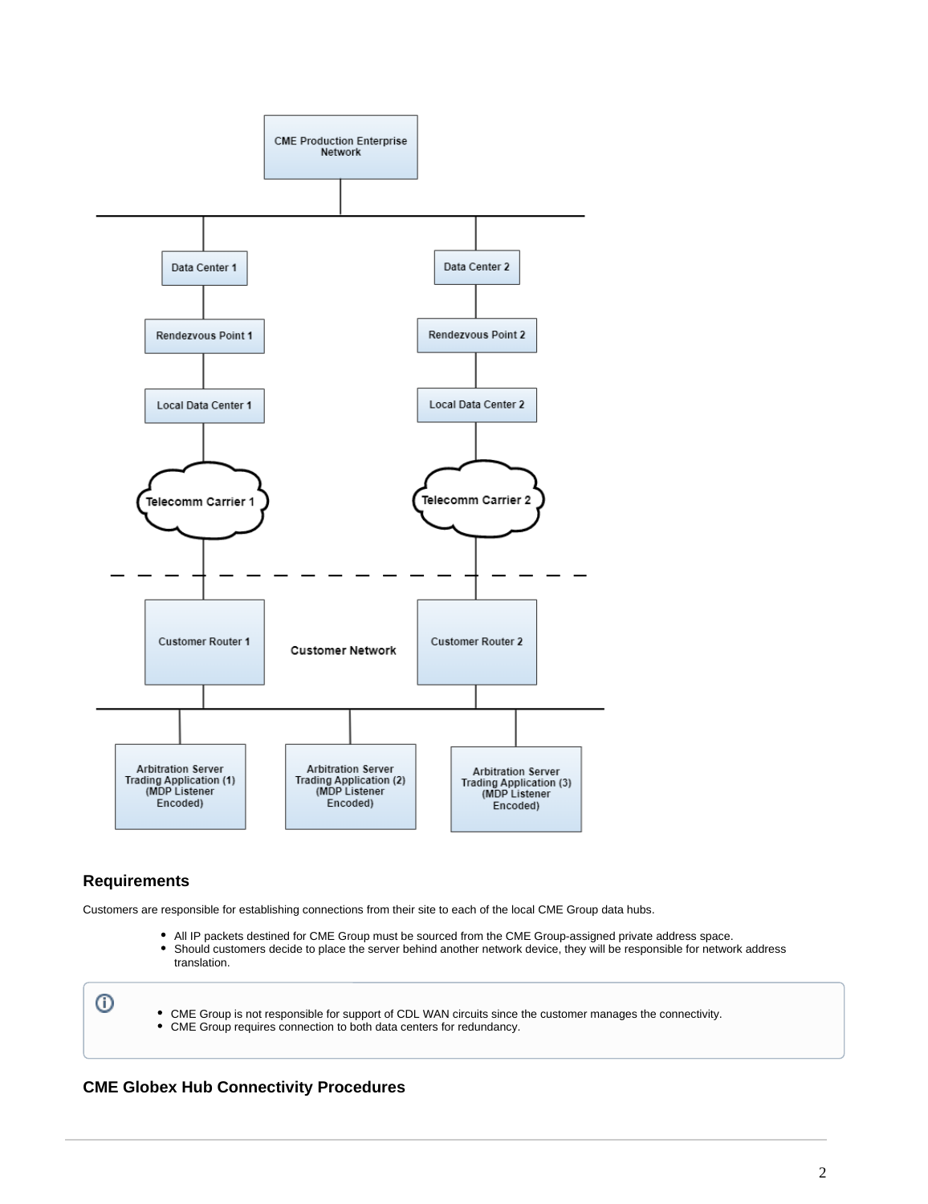## Requirements

Customers are responsible for establishing connections from their site to each of the local CME Group data hubs.

- All IP packets destined for CME Group must be sourced from the CME Group-assigned private address space.
- Should customers decide to place the server behind another network device, they will be responsible for network address translation.

> - CME Group is not responsible for support of CDL WAN circuits since the customer manages the connectivity.
> - CME Group requires connection to both data centers for redundancy.

## CME Globex Hub Connectivity Procedures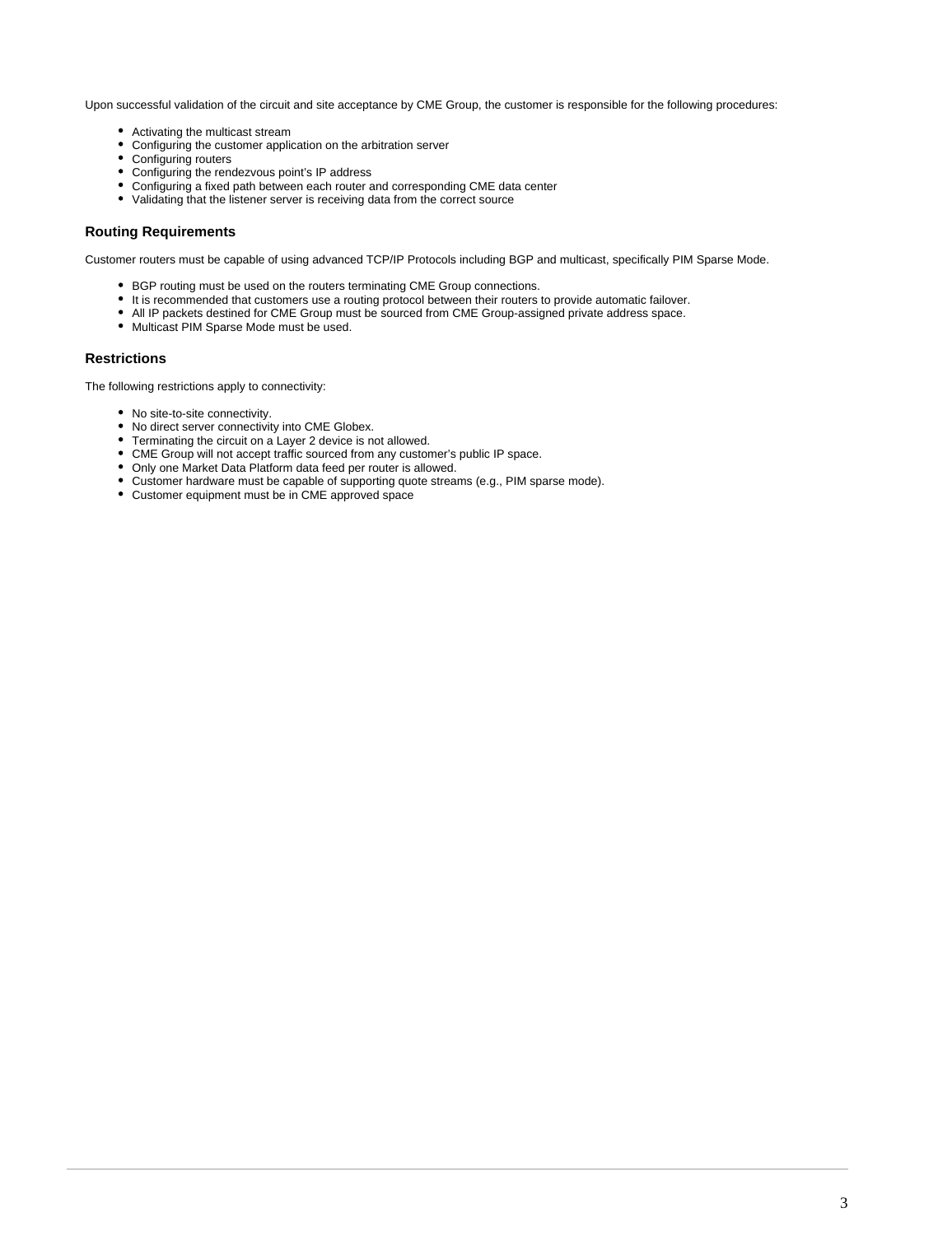Upon successful validation of the circuit and site acceptance by CME Group, the customer is responsible for the following procedures:

- Activating the multicast stream
- Configuring the customer application on the arbitration server
- Configuring routers
- Configuring the rendezvous point's IP address
- Configuring a fixed path between each router and corresponding CME data center
- Validating that the listener server is receiving data from the correct source

### Routing Requirements

Customer routers must be capable of using advanced TCP/IP Protocols including BGP and multicast, specifically PIM Sparse Mode.

- BGP routing must be used on the routers terminating CME Group connections.
- It is recommended that customers use a routing protocol between their routers to provide automatic failover.
- All IP packets destined for CME Group must be sourced from CME Group-assigned private address space.
- Multicast PIM Sparse Mode must be used.

### Restrictions

The following restrictions apply to connectivity:

- No site-to-site connectivity.
- No direct server connectivity into CME Globex.
- Terminating the circuit on a Layer 2 device is not allowed.
- CME Group will not accept traffic sourced from any customer's public IP space.
- Only one Market Data Platform data feed per router is allowed.
- Customer hardware must be capable of supporting quote streams (e.g., PIM sparse mode).
- Customer equipment must be in CME approved space